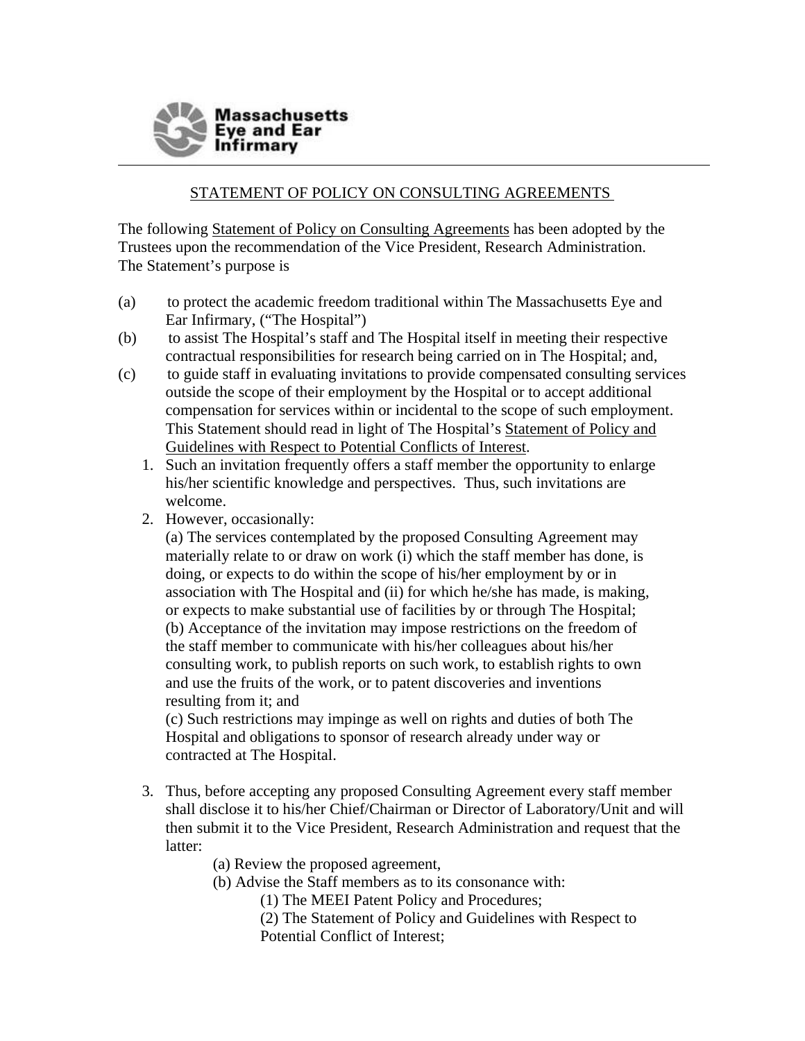Massachusetts Eye and Ear Infirmary

---

# STATEMENT OF POLICY ON CONSULTING AGREEMENTS

The following Statement of Policy on Consulting Agreements has been adopted by the Trustees upon the recommendation of the Vice President, Research Administration. The Statement's purpose is

(a) to protect the academic freedom traditional within The Massachusetts Eye and Ear Infirmary, ("The Hospital")

(b) to assist The Hospital's staff and The Hospital itself in meeting their respective contractual responsibilities for research being carried on in The Hospital; and,

(c) to guide staff in evaluating invitations to provide compensated consulting services outside the scope of their employment by the Hospital or to accept additional compensation for services within or incidental to the scope of such employment. This Statement should read in light of The Hospital's Statement of Policy and Guidelines with Respect to Potential Conflicts of Interest.

1. Such an invitation frequently offers a staff member the opportunity to enlarge his/her scientific knowledge and perspectives. Thus, such invitations are welcome.
2. However, occasionally:

   (a) The services contemplated by the proposed Consulting Agreement may materially relate to or draw on work (i) which the staff member has done, is doing, or expects to do within the scope of his/her employment by or in association with The Hospital and (ii) for which he/she has made, is making, or expects to make substantial use of facilities by or through The Hospital;

   (b) Acceptance of the invitation may impose restrictions on the freedom of the staff member to communicate with his/her colleagues about his/her consulting work, to publish reports on such work, to establish rights to own and use the fruits of the work, or to patent discoveries and inventions resulting from it; and

   (c) Such restrictions may impinge as well on rights and duties of both The Hospital and obligations to sponsor of research already under way or contracted at The Hospital.

3. Thus, before accepting any proposed Consulting Agreement every staff member shall disclose it to his/her Chief/Chairman or Director of Laboratory/Unit and will then submit it to the Vice President, Research Administration and request that the latter:

   (a) Review the proposed agreement,

   (b) Advise the Staff members as to its consonance with:

      (1) The MEEI Patent Policy and Procedures;

      (2) The Statement of Policy and Guidelines with Respect to Potential Conflict of Interest;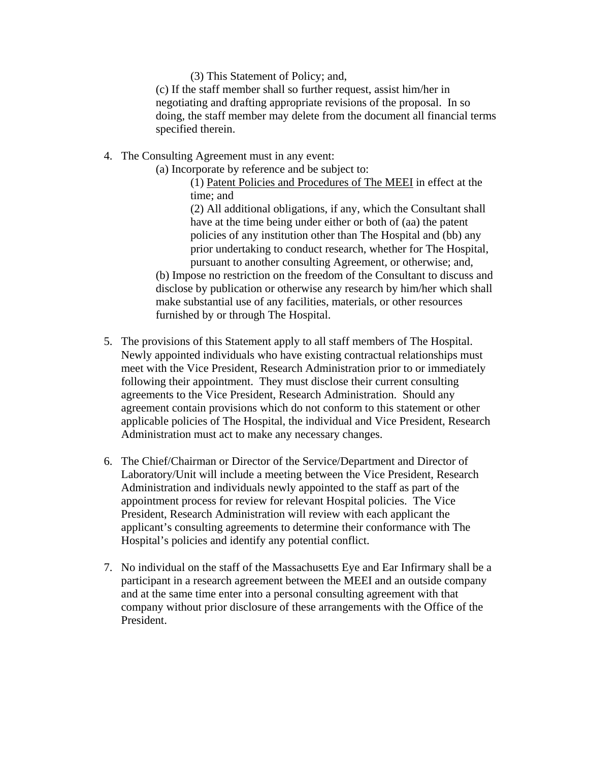(3) This Statement of Policy; and,

(c) If the staff member shall so further request, assist him/her in negotiating and drafting appropriate revisions of the proposal. In so doing, the staff member may delete from the document all financial terms specified therein.

4. The Consulting Agreement must in any event:

   (a) Incorporate by reference and be subject to:

   (1) Patent Policies and Procedures of The MEEI in effect at the time; and

   (2) All additional obligations, if any, which the Consultant shall have at the time being under either or both of (aa) the patent policies of any institution other than The Hospital and (bb) any prior undertaking to conduct research, whether for The Hospital, pursuant to another consulting Agreement, or otherwise; and,

   (b) Impose no restriction on the freedom of the Consultant to discuss and disclose by publication or otherwise any research by him/her which shall make substantial use of any facilities, materials, or other resources furnished by or through The Hospital.

5. The provisions of this Statement apply to all staff members of The Hospital. Newly appointed individuals who have existing contractual relationships must meet with the Vice President, Research Administration prior to or immediately following their appointment. They must disclose their current consulting agreements to the Vice President, Research Administration. Should any agreement contain provisions which do not conform to this statement or other applicable policies of The Hospital, the individual and Vice President, Research Administration must act to make any necessary changes.

6. The Chief/Chairman or Director of the Service/Department and Director of Laboratory/Unit will include a meeting between the Vice President, Research Administration and individuals newly appointed to the staff as part of the appointment process for review for relevant Hospital policies. The Vice President, Research Administration will review with each applicant the applicant's consulting agreements to determine their conformance with The Hospital's policies and identify any potential conflict.

7. No individual on the staff of the Massachusetts Eye and Ear Infirmary shall be a participant in a research agreement between the MEEI and an outside company and at the same time enter into a personal consulting agreement with that company without prior disclosure of these arrangements with the Office of the President.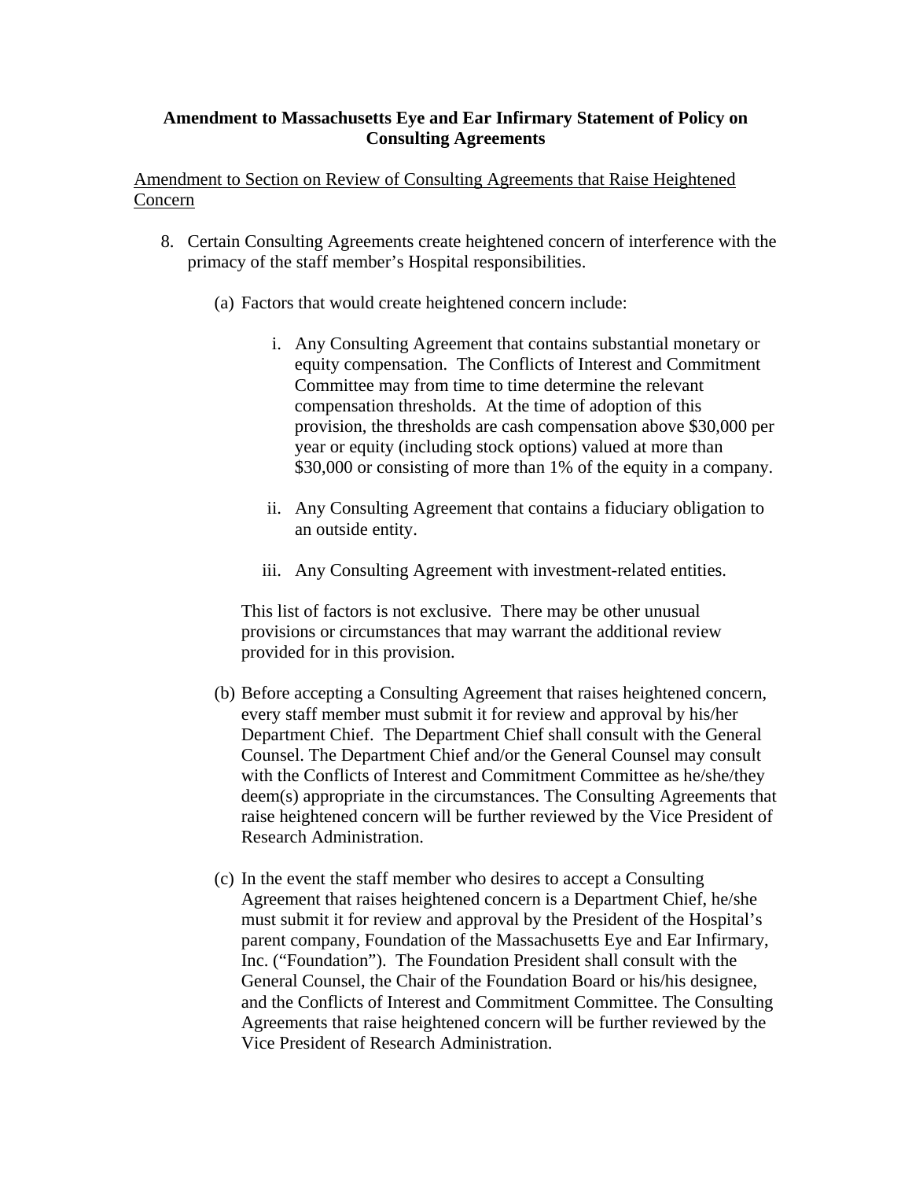**Amendment to Massachusetts Eye and Ear Infirmary Statement of Policy on Consulting Agreements**

<u>Amendment to Section on Review of Consulting Agreements that Raise Heightened Concern</u>

8. Certain Consulting Agreements create heightened concern of interference with the primacy of the staff member's Hospital responsibilities.

   (a) Factors that would create heightened concern include:

      i. Any Consulting Agreement that contains substantial monetary or equity compensation. The Conflicts of Interest and Commitment Committee may from time to time determine the relevant compensation thresholds. At the time of adoption of this provision, the thresholds are cash compensation above $30,000 per year or equity (including stock options) valued at more than $30,000 or consisting of more than 1% of the equity in a company.

      ii. Any Consulting Agreement that contains a fiduciary obligation to an outside entity.

      iii. Any Consulting Agreement with investment-related entities.

   This list of factors is not exclusive. There may be other unusual provisions or circumstances that may warrant the additional review provided for in this provision.

   (b) Before accepting a Consulting Agreement that raises heightened concern, every staff member must submit it for review and approval by his/her Department Chief. The Department Chief shall consult with the General Counsel. The Department Chief and/or the General Counsel may consult with the Conflicts of Interest and Commitment Committee as he/she/they deem(s) appropriate in the circumstances. The Consulting Agreements that raise heightened concern will be further reviewed by the Vice President of Research Administration.

   (c) In the event the staff member who desires to accept a Consulting Agreement that raises heightened concern is a Department Chief, he/she must submit it for review and approval by the President of the Hospital's parent company, Foundation of the Massachusetts Eye and Ear Infirmary, Inc. ("Foundation"). The Foundation President shall consult with the General Counsel, the Chair of the Foundation Board or his/his designee, and the Conflicts of Interest and Commitment Committee. The Consulting Agreements that raise heightened concern will be further reviewed by the Vice President of Research Administration.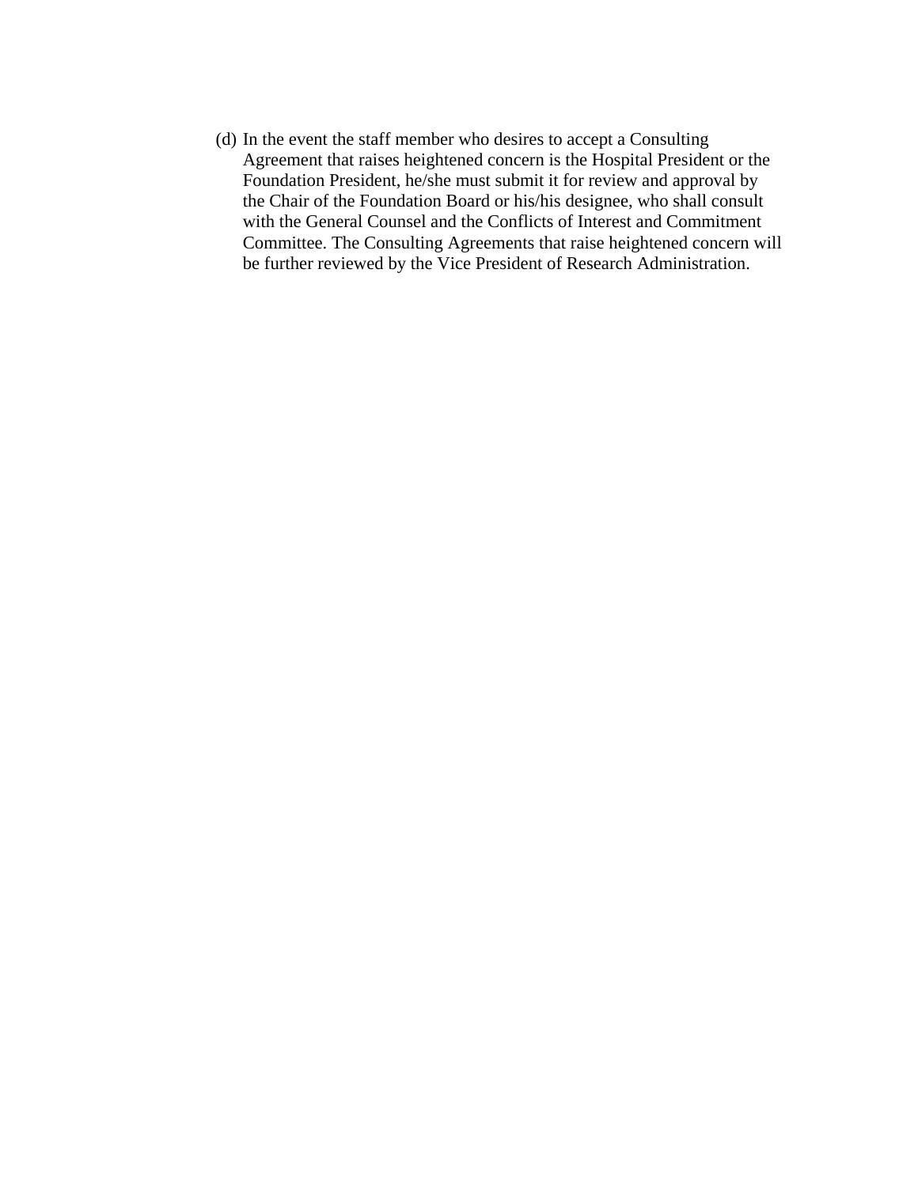(d) In the event the staff member who desires to accept a Consulting Agreement that raises heightened concern is the Hospital President or the Foundation President, he/she must submit it for review and approval by the Chair of the Foundation Board or his/his designee, who shall consult with the General Counsel and the Conflicts of Interest and Commitment Committee. The Consulting Agreements that raise heightened concern will be further reviewed by the Vice President of Research Administration.